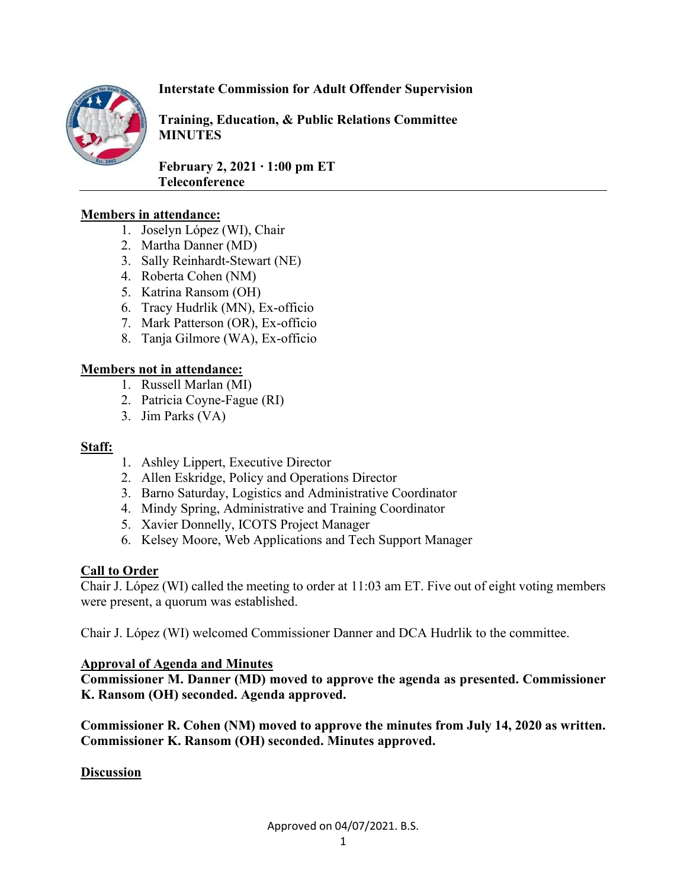**Interstate Commission for Adult Offender Supervision**

**Training, Education, & Public Relations Committee MINUTES**

**February 2, 2021 · 1:00 pm ET**
**Teleconference**

---

**Members in attendance:**

1. Joselyn López (WI), Chair
2. Martha Danner (MD)
3. Sally Reinhardt-Stewart (NE)
4. Roberta Cohen (NM)
5. Katrina Ransom (OH)
6. Tracy Hudrlik (MN), Ex-officio
7. Mark Patterson (OR), Ex-officio
8. Tanja Gilmore (WA), Ex-officio

**Members not in attendance:**

1. Russell Marlan (MI)
2. Patricia Coyne-Fague (RI)
3. Jim Parks (VA)

**Staff:**

1. Ashley Lippert, Executive Director
2. Allen Eskridge, Policy and Operations Director
3. Barno Saturday, Logistics and Administrative Coordinator
4. Mindy Spring, Administrative and Training Coordinator
5. Xavier Donnelly, ICOTS Project Manager
6. Kelsey Moore, Web Applications and Tech Support Manager

**Call to Order**

Chair J. López (WI) called the meeting to order at 11:03 am ET. Five out of eight voting members were present, a quorum was established.

Chair J. López (WI) welcomed Commissioner Danner and DCA Hudrlik to the committee.

**Approval of Agenda and Minutes**

**Commissioner M. Danner (MD) moved to approve the agenda as presented. Commissioner K. Ransom (OH) seconded. Agenda approved.**

**Commissioner R. Cohen (NM) moved to approve the minutes from July 14, 2020 as written. Commissioner K. Ransom (OH) seconded. Minutes approved.**

**Discussion**

Approved on 04/07/2021. B.S.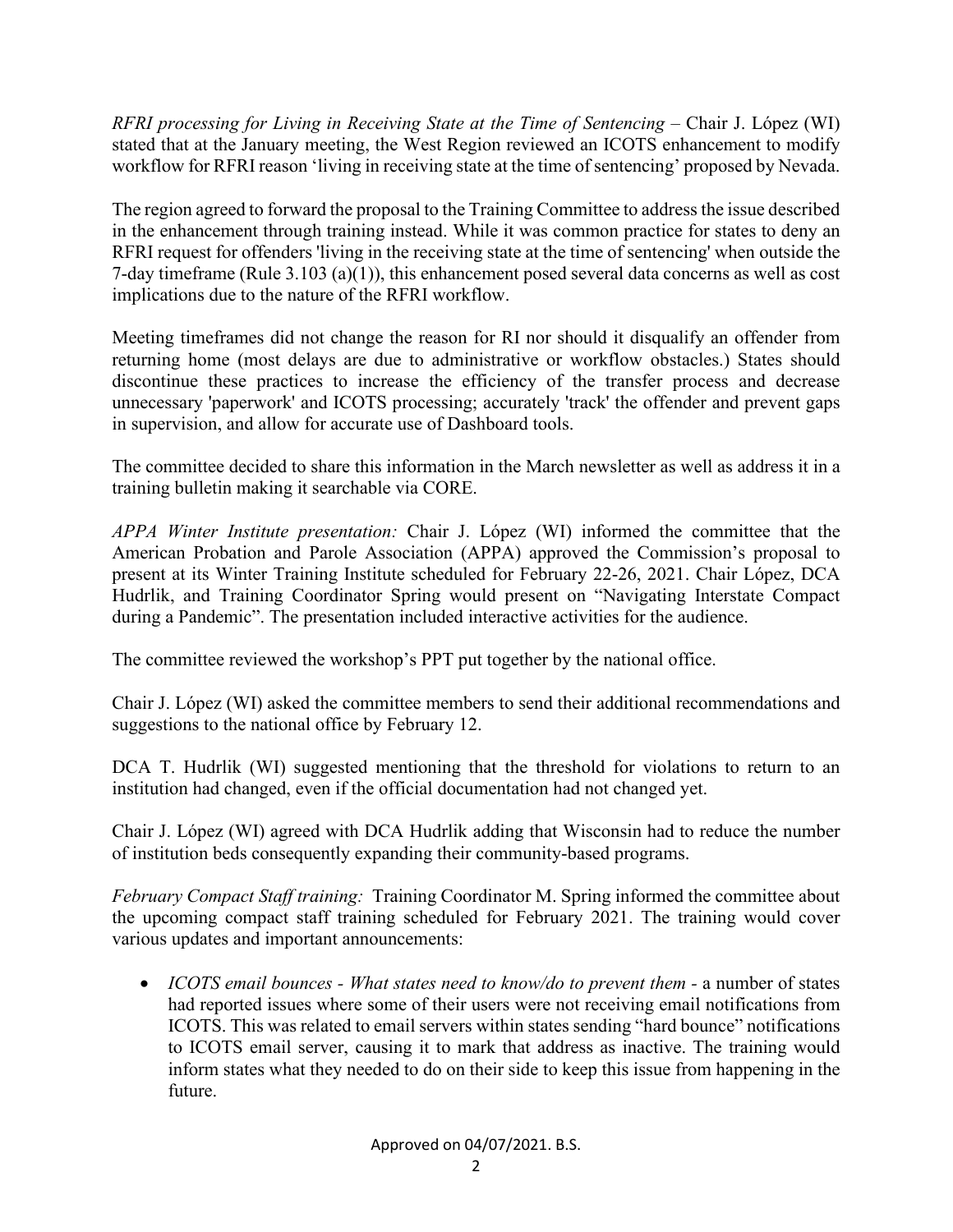*RFRI processing for Living in Receiving State at the Time of Sentencing* – Chair J. López (WI) stated that at the January meeting, the West Region reviewed an ICOTS enhancement to modify workflow for RFRI reason 'living in receiving state at the time of sentencing' proposed by Nevada.

The region agreed to forward the proposal to the Training Committee to address the issue described in the enhancement through training instead. While it was common practice for states to deny an RFRI request for offenders 'living in the receiving state at the time of sentencing' when outside the 7-day timeframe (Rule 3.103 (a)(1)), this enhancement posed several data concerns as well as cost implications due to the nature of the RFRI workflow.

Meeting timeframes did not change the reason for RI nor should it disqualify an offender from returning home (most delays are due to administrative or workflow obstacles.) States should discontinue these practices to increase the efficiency of the transfer process and decrease unnecessary 'paperwork' and ICOTS processing; accurately 'track' the offender and prevent gaps in supervision, and allow for accurate use of Dashboard tools.

The committee decided to share this information in the March newsletter as well as address it in a training bulletin making it searchable via CORE.

*APPA Winter Institute presentation:* Chair J. López (WI) informed the committee that the American Probation and Parole Association (APPA) approved the Commission's proposal to present at its Winter Training Institute scheduled for February 22-26, 2021. Chair López, DCA Hudrlik, and Training Coordinator Spring would present on "Navigating Interstate Compact during a Pandemic". The presentation included interactive activities for the audience.

The committee reviewed the workshop's PPT put together by the national office.

Chair J. López (WI) asked the committee members to send their additional recommendations and suggestions to the national office by February 12.

DCA T. Hudrlik (WI) suggested mentioning that the threshold for violations to return to an institution had changed, even if the official documentation had not changed yet.

Chair J. López (WI) agreed with DCA Hudrlik adding that Wisconsin had to reduce the number of institution beds consequently expanding their community-based programs.

*February Compact Staff training:* Training Coordinator M. Spring informed the committee about the upcoming compact staff training scheduled for February 2021. The training would cover various updates and important announcements:

- *ICOTS email bounces - What states need to know/do to prevent them* - a number of states had reported issues where some of their users were not receiving email notifications from ICOTS. This was related to email servers within states sending "hard bounce" notifications to ICOTS email server, causing it to mark that address as inactive. The training would inform states what they needed to do on their side to keep this issue from happening in the future.

Approved on 04/07/2021. B.S.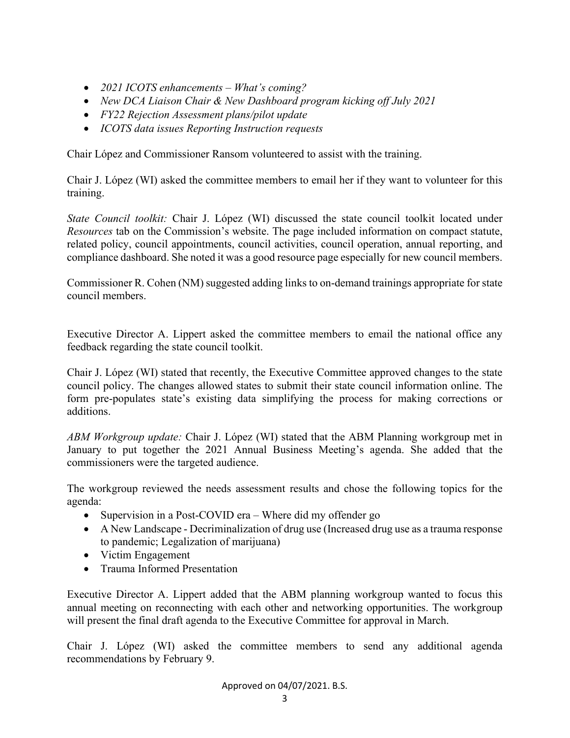- *2021 ICOTS enhancements – What's coming?*
- *New DCA Liaison Chair & New Dashboard program kicking off July 2021*
- *FY22 Rejection Assessment plans/pilot update*
- *ICOTS data issues Reporting Instruction requests*

Chair López and Commissioner Ransom volunteered to assist with the training.

Chair J. López (WI) asked the committee members to email her if they want to volunteer for this training.

*State Council toolkit:* Chair J. López (WI) discussed the state council toolkit located under *Resources* tab on the Commission's website. The page included information on compact statute, related policy, council appointments, council activities, council operation, annual reporting, and compliance dashboard. She noted it was a good resource page especially for new council members.

Commissioner R. Cohen (NM) suggested adding links to on-demand trainings appropriate for state council members.

Executive Director A. Lippert asked the committee members to email the national office any feedback regarding the state council toolkit.

Chair J. López (WI) stated that recently, the Executive Committee approved changes to the state council policy. The changes allowed states to submit their state council information online. The form pre-populates state's existing data simplifying the process for making corrections or additions.

*ABM Workgroup update:* Chair J. López (WI) stated that the ABM Planning workgroup met in January to put together the 2021 Annual Business Meeting's agenda. She added that the commissioners were the targeted audience.

The workgroup reviewed the needs assessment results and chose the following topics for the agenda:

- Supervision in a Post-COVID era – Where did my offender go
- A New Landscape - Decriminalization of drug use (Increased drug use as a trauma response to pandemic; Legalization of marijuana)
- Victim Engagement
- Trauma Informed Presentation

Executive Director A. Lippert added that the ABM planning workgroup wanted to focus this annual meeting on reconnecting with each other and networking opportunities. The workgroup will present the final draft agenda to the Executive Committee for approval in March.

Chair J. López (WI) asked the committee members to send any additional agenda recommendations by February 9.

Approved on 04/07/2021. B.S.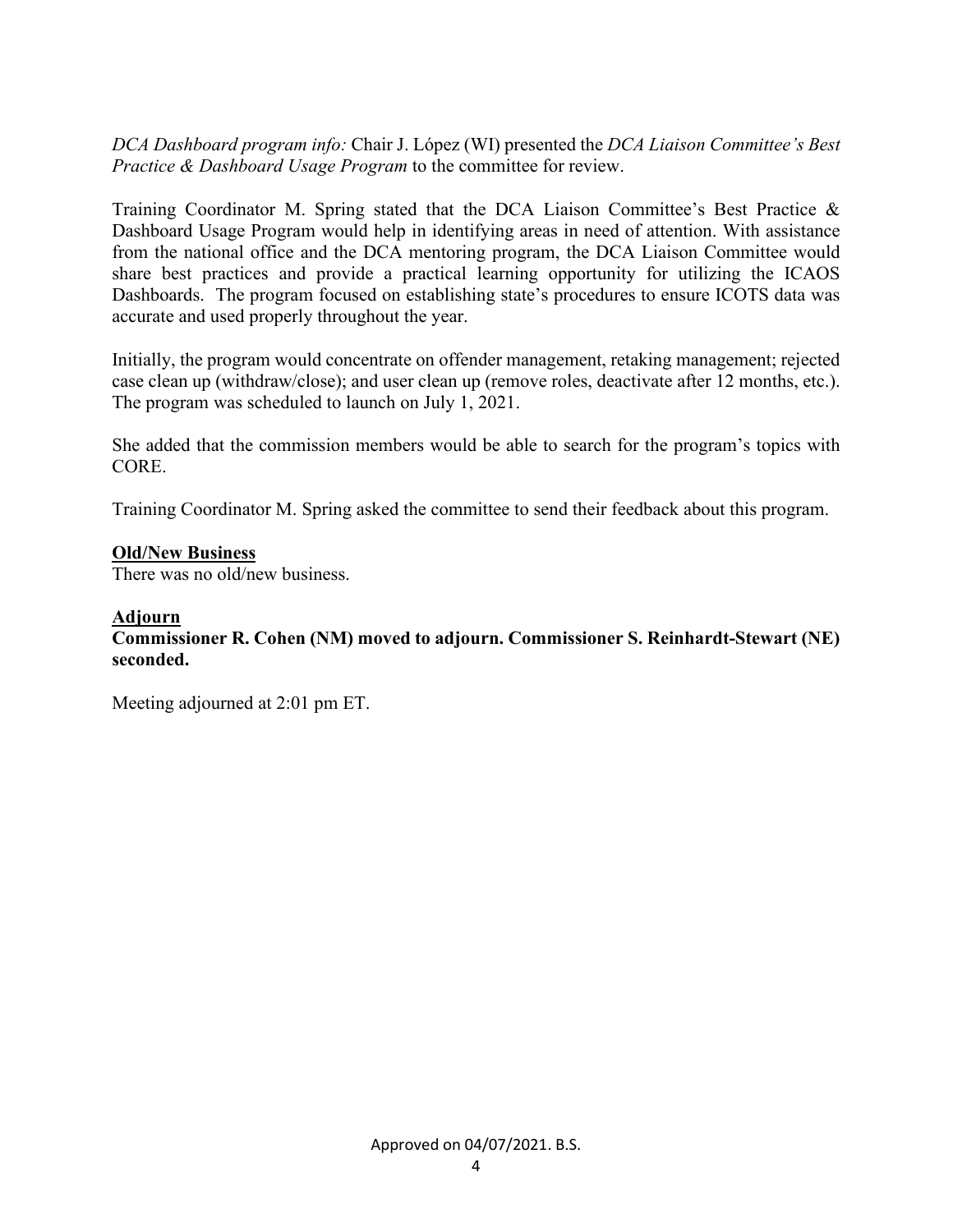*DCA Dashboard program info:* Chair J. López (WI) presented the *DCA Liaison Committee's Best Practice & Dashboard Usage Program* to the committee for review.

Training Coordinator M. Spring stated that the DCA Liaison Committee's Best Practice & Dashboard Usage Program would help in identifying areas in need of attention. With assistance from the national office and the DCA mentoring program, the DCA Liaison Committee would share best practices and provide a practical learning opportunity for utilizing the ICAOS Dashboards. The program focused on establishing state's procedures to ensure ICOTS data was accurate and used properly throughout the year.

Initially, the program would concentrate on offender management, retaking management; rejected case clean up (withdraw/close); and user clean up (remove roles, deactivate after 12 months, etc.). The program was scheduled to launch on July 1, 2021.

She added that the commission members would be able to search for the program's topics with CORE.

Training Coordinator M. Spring asked the committee to send their feedback about this program.

**Old/New Business**

There was no old/new business.

**Adjourn**

**Commissioner R. Cohen (NM) moved to adjourn. Commissioner S. Reinhardt-Stewart (NE) seconded.**

Meeting adjourned at 2:01 pm ET.

Approved on 04/07/2021. B.S.